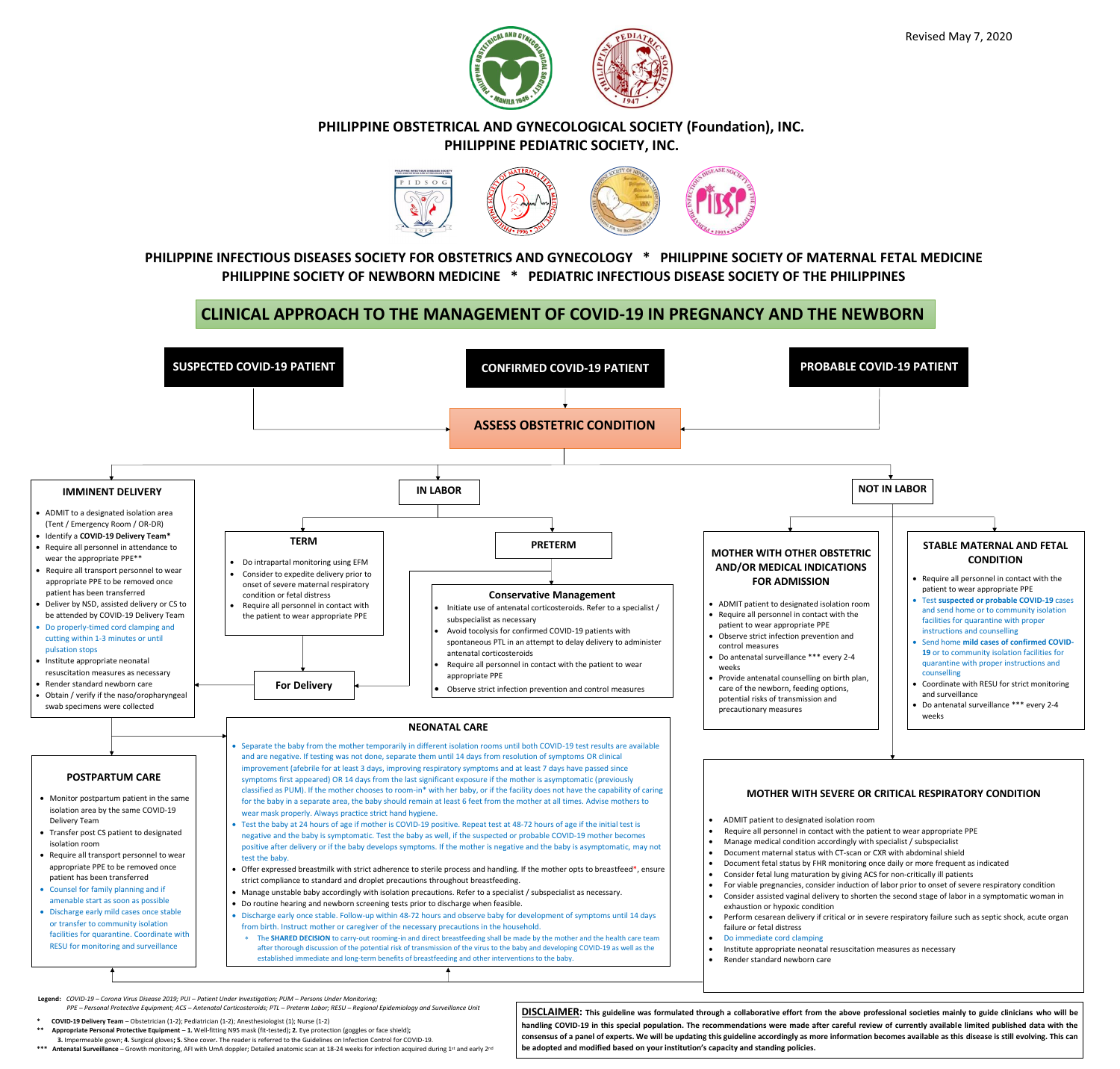Revised May 7, 2020

**PHILIPPINE OBSTETRICAL AND GYNECOLOGICAL SOCIETY (Foundation), INC.**
**PHILIPPINE PEDIATRIC SOCIETY, INC.**

**PHILIPPINE INFECTIOUS DISEASES SOCIETY FOR OBSTETRICS AND GYNECOLOGY * PHILIPPINE SOCIETY OF MATERNAL FETAL MEDICINE**
**PHILIPPINE SOCIETY OF NEWBORN MEDICINE * PEDIATRIC INFECTIOUS DISEASE SOCIETY OF THE PHILIPPINES**

# CLINICAL APPROACH TO THE MANAGEMENT OF COVID-19 IN PREGNANCY AND THE NEWBORN

**SUSPECTED COVID-19 PATIENT** / **CONFIRMED COVID-19 PATIENT** / **PROBABLE COVID-19 PATIENT** → **ASSESS OBSTETRIC CONDITION**

## IMMINENT DELIVERY

- ADMIT to a designated isolation area (Tent / Emergency Room / OR-DR)
- Identify a **COVID-19 Delivery Team***
- Require all personnel in attendance to wear the appropriate PPE**
- Require all transport personnel to wear appropriate PPE to be removed once patient has been transferred
- Deliver by NSD, assisted delivery or CS to be attended by COVID-19 Delivery Team
- Do properly-timed cord clamping and cutting within 1-3 minutes or until pulsation stops
- Institute appropriate neonatal resuscitation measures as necessary
- Render standard newborn care
- Obtain / verify if the naso/oropharyngeal swab specimens were collected

## IN LABOR

### TERM

- Do intrapartal monitoring using EFM
- Consider to expedite delivery prior to onset of severe maternal respiratory condition or fetal distress
- Require all personnel in contact with the patient to wear appropriate PPE

### PRETERM

#### Conservative Management

- Initiate use of antenatal corticosteroids. Refer to a specialist / subspecialist as necessary
- Avoid tocolysis for confirmed COVID-19 patients with spontaneous PTL in an attempt to delay delivery to administer antenatal corticosteroids
- Require all personnel in contact with the patient to wear appropriate PPE
- Observe strict infection prevention and control measures

### For Delivery

## NOT IN LABOR

### MOTHER WITH OTHER OBSTETRIC AND/OR MEDICAL INDICATIONS FOR ADMISSION

- ADMIT patient to designated isolation room
- Require all personnel in contact with the patient to wear appropriate PPE
- Observe strict infection prevention and control measures
- Do antenatal surveillance *** every 2-4 weeks
- Provide antenatal counselling on birth plan, care of the newborn, feeding options, potential risks of transmission and precautionary measures

### STABLE MATERNAL AND FETAL CONDITION

- Require all personnel in contact with the patient to wear appropriate PPE
- Test **suspected or probable COVID-19** cases and send home or to community isolation facilities for quarantine with proper instructions and counselling
- Send home **mild cases of confirmed COVID-19** or to community isolation facilities for quarantine with proper instructions and counselling
- Coordinate with RESU for strict monitoring and surveillance
- Do antenatal surveillance *** every 2-4 weeks

### MOTHER WITH SEVERE OR CRITICAL RESPIRATORY CONDITION

- ADMIT patient to designated isolation room
- Require all personnel in contact with the patient to wear appropriate PPE
- Manage medical condition accordingly with specialist / subspecialist
- Document maternal status with CT-scan or CXR with abdominal shield
- Document fetal status by FHR monitoring once daily or more frequent as indicated
- Consider fetal lung maturation by giving ACS for non-critically ill patients
- For viable pregnancies, consider induction of labor prior to onset of severe respiratory condition
- Consider assisted vaginal delivery to shorten the second stage of labor in a symptomatic woman in exhaustion or hypoxic condition
- Perform cesarean delivery if critical or in severe respiratory failure such as septic shock, acute organ failure or fetal distress
- Do immediate cord clamping
- Institute appropriate neonatal resuscitation measures as necessary
- Render standard newborn care

## POSTPARTUM CARE

- Monitor postpartum patient in the same isolation area by the same COVID-19 Delivery Team
- Transfer post CS patient to designated isolation room
- Require all transport personnel to wear appropriate PPE to be removed once patient has been transferred
- Counsel for family planning and if amenable start as soon as possible
- Discharge early mild cases once stable or transfer to community isolation facilities for quarantine. Coordinate with RESU for monitoring and surveillance

## NEONATAL CARE

- Separate the baby from the mother temporarily in different isolation rooms until both COVID-19 test results are available and are negative. If testing was not done, separate them until 14 days from resolution of symptoms OR clinical improvement (afebrile for at least 3 days, improving respiratory symptoms and at least 7 days have passed since symptoms first appeared) OR 14 days from the last significant exposure if the mother is asymptomatic (previously classified as PUM). If the mother chooses to room-in* with her baby, or if the facility does not have the capability of caring for the baby in a separate area, the baby should remain at least 6 feet from the mother at all times. Advise mothers to wear mask properly. Always practice strict hand hygiene.
- Test the baby at 24 hours of age if mother is COVID-19 positive. Repeat test at 48-72 hours of age if the initial test is negative and the baby is symptomatic. Test the baby as well, if the suspected or probable COVID-19 mother becomes positive after delivery or if the baby develops symptoms. If the mother is negative and the baby is asymptomatic, may not test the baby.
- Offer expressed breastmilk with strict adherence to sterile process and handling. If the mother opts to breastfeed*, ensure strict compliance to standard and droplet precautions throughout breastfeeding.
- Manage unstable baby accordingly with isolation precautions. Refer to a specialist / subspecialist as necessary.
- Do routine hearing and newborn screening tests prior to discharge when feasible.
- Discharge early once stable. Follow-up within 48-72 hours and observe baby for development of symptoms until 14 days from birth. Instruct mother or caregiver of the necessary precautions in the household.
  - * The **SHARED DECISION** to carry-out rooming-in and direct breastfeeding shall be made by the mother and the health care team after thorough discussion of the potential risk of transmission of the virus to the baby and developing COVID-19 as well as the established immediate and long-term benefits of breastfeeding and other interventions to the baby.

**Legend:** *COVID-19 – Corona Virus Disease 2019; PUI – Patient Under Investigation; PUM – Persons Under Monitoring; PPE – Personal Protective Equipment; ACS – Antenatal Corticosteroids; PTL – Preterm Labor; RESU – Regional Epidemiology and Surveillance Unit*

\* **COVID-19 Delivery Team** – Obstetrician (1-2); Pediatrician (1-2); Anesthesiologist (1); Nurse (1-2)

** **Appropriate Personal Protective Equipment** – **1.** Well-fitting N95 mask (fit-tested); **2.** Eye protection (goggles or face shield); **3.** Impermeable gown; **4.** Surgical gloves; **5.** Shoe cover. The reader is referred to the Guidelines on Infection Control for COVID-19.

*** **Antenatal Surveillance** – Growth monitoring, AFI with UmA doppler; Detailed anatomic scan at 18-24 weeks for infection acquired during 1st and early 2nd

**DISCLAIMER: This guideline was formulated through a collaborative effort from the above professional societies mainly to guide clinicians who will be handling COVID-19 in this special population. The recommendations were made after careful review of currently available limited published data with the consensus of a panel of experts. We will be updating this guideline accordingly as more information becomes available as this disease is still evolving. This can be adopted and modified based on your institution's capacity and standing policies.**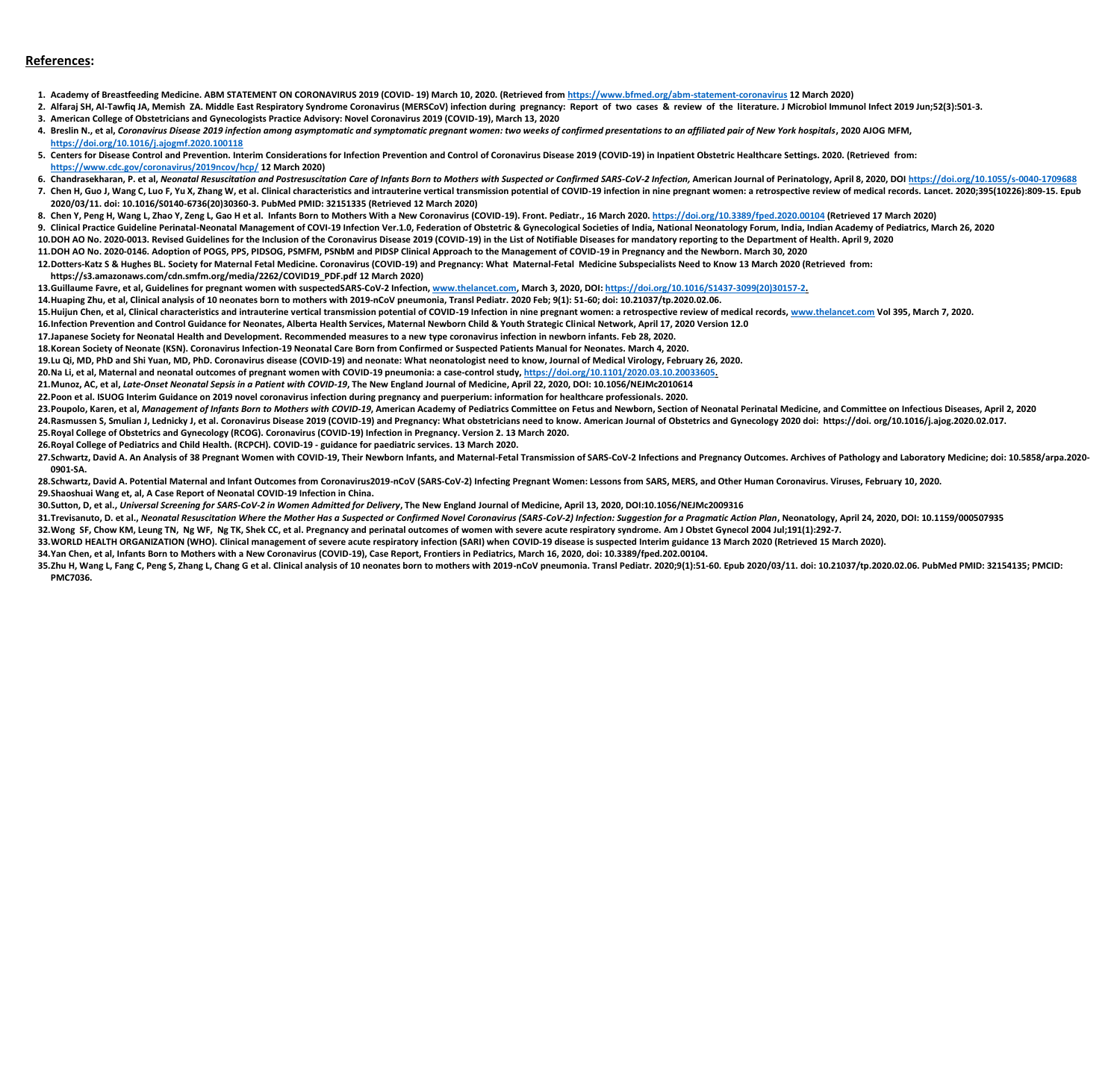## References:

1. Academy of Breastfeeding Medicine. ABM STATEMENT ON CORONAVIRUS 2019 (COVID- 19) March 10, 2020. (Retrieved from https://www.bfmed.org/abm-statement-coronavirus 12 March 2020)
2. Alfaraj SH, Al-Tawfiq JA, Memish ZA. Middle East Respiratory Syndrome Coronavirus (MERSCoV) infection during pregnancy: Report of two cases & review of the literature. J Microbiol Immunol Infect 2019 Jun;52(3):501-3.
3. American College of Obstetricians and Gynecologists Practice Advisory: Novel Coronavirus 2019 (COVID-19), March 13, 2020
4. Breslin N., et al, *Coronavirus Disease 2019 infection among asymptomatic and symptomatic pregnant women: two weeks of confirmed presentations to an affiliated pair of New York hospitals*, 2020 AJOG MFM, https://doi.org/10.1016/j.ajogmf.2020.100118
5. Centers for Disease Control and Prevention. Interim Considerations for Infection Prevention and Control of Coronavirus Disease 2019 (COVID-19) in Inpatient Obstetric Healthcare Settings. 2020. (Retrieved from: https://www.cdc.gov/coronavirus/2019ncov/hcp/ 12 March 2020)
6. Chandrasekharan, P. et al, *Neonatal Resuscitation and Postresuscitation Care of Infants Born to Mothers with Suspected or Confirmed SARS-CoV-2 Infection,* American Journal of Perinatology, April 8, 2020, DOI https://doi.org/10.1055/s-0040-1709688
7. Chen H, Guo J, Wang C, Luo F, Yu X, Zhang W, et al. Clinical characteristics and intrauterine vertical transmission potential of COVID-19 infection in nine pregnant women: a retrospective review of medical records. Lancet. 2020;395(10226):809-15. Epub 2020/03/11. doi: 10.1016/S0140-6736(20)30360-3. PubMed PMID: 32151335 (Retrieved 12 March 2020)
8. Chen Y, Peng H, Wang L, Zhao Y, Zeng L, Gao H et al. Infants Born to Mothers With a New Coronavirus (COVID-19). Front. Pediatr., 16 March 2020. https://doi.org/10.3389/fped.2020.00104 (Retrieved 17 March 2020)
9. Clinical Practice Guideline Perinatal-Neonatal Management of COVI-19 Infection Ver.1.0, Federation of Obstetric & Gynecological Societies of India, National Neonatology Forum, India, Indian Academy of Pediatrics, March 26, 2020
10. DOH AO No. 2020-0013. Revised Guidelines for the Inclusion of the Coronavirus Disease 2019 (COVID-19) in the List of Notifiable Diseases for mandatory reporting to the Department of Health. April 9, 2020
11. DOH AO No. 2020-0146. Adoption of POGS, PPS, PIDSOG, PSMFM, PSNbM and PIDSP Clinical Approach to the Management of COVID-19 in Pregnancy and the Newborn. March 30, 2020
12. Dotters-Katz S & Hughes BL. Society for Maternal Fetal Medicine. Coronavirus (COVID-19) and Pregnancy: What Maternal-Fetal Medicine Subspecialists Need to Know 13 March 2020 (Retrieved from: https://s3.amazonaws.com/cdn.smfm.org/media/2262/COVID19_PDF.pdf 12 March 2020)
13. Guillaume Favre, et al, Guidelines for pregnant women with suspectedSARS-CoV-2 Infection, www.thelancet.com, March 3, 2020, DOI: https://doi.org/10.1016/S1437-3099(20)30157-2.
14. Huaping Zhu, et al, Clinical analysis of 10 neonates born to mothers with 2019-nCoV pneumonia, Transl Pediatr. 2020 Feb; 9(1): 51-60; doi: 10.21037/tp.2020.02.06.
15. Huijun Chen, et al, Clinical characteristics and intrauterine vertical transmission potential of COVID-19 Infection in nine pregnant women: a retrospective review of medical records, www.thelancet.com Vol 395, March 7, 2020.
16. Infection Prevention and Control Guidance for Neonates, Alberta Health Services, Maternal Newborn Child & Youth Strategic Clinical Network, April 17, 2020 Version 12.0
17. Japanese Society for Neonatal Health and Development. Recommended measures to a new type coronavirus infection in newborn infants. Feb 28, 2020.
18. Korean Society of Neonate (KSN). Coronavirus Infection-19 Neonatal Care Born from Confirmed or Suspected Patients Manual for Neonates. March 4, 2020.
19. Lu Qi, MD, PhD and Shi Yuan, MD, PhD. Coronavirus disease (COVID-19) and neonate: What neonatologist need to know, Journal of Medical Virology, February 26, 2020.
20. Na Li, et al, Maternal and neonatal outcomes of pregnant women with COVID-19 pneumonia: a case-control study, https://doi.org/10.1101/2020.03.10.20033605.
21. Munoz, AC, et al, *Late-Onset Neonatal Sepsis in a Patient with COVID-19*, The New England Journal of Medicine, April 22, 2020, DOI: 10.1056/NEJMc2010614
22. Poon et al. ISUOG Interim Guidance on 2019 novel coronavirus infection during pregnancy and puerperium: information for healthcare professionals. 2020.
23. Poupolo, Karen, et al, *Management of Infants Born to Mothers with COVID-19*, American Academy of Pediatrics Committee on Fetus and Newborn, Section of Neonatal Perinatal Medicine, and Committee on Infectious Diseases, April 2, 2020
24. Rasmussen S, Smulian J, Lednicky J, et al. Coronavirus Disease 2019 (COVID-19) and Pregnancy: What obstetricians need to know. American Journal of Obstetrics and Gynecology 2020 doi: https://doi. org/10.1016/j.ajog.2020.02.017.
25. Royal College of Obstetrics and Gynecology (RCOG). Coronavirus (COVID-19) Infection in Pregnancy. Version 2. 13 March 2020.
26. Royal College of Pediatrics and Child Health. (RCPCH). COVID-19 - guidance for paediatric services. 13 March 2020.
27. Schwartz, David A. An Analysis of 38 Pregnant Women with COVID-19, Their Newborn Infants, and Maternal-Fetal Transmission of SARS-CoV-2 Infections and Pregnancy Outcomes. Archives of Pathology and Laboratory Medicine; doi: 10.5858/arpa.2020-0901-SA.
28. Schwartz, David A. Potential Maternal and Infant Outcomes from Coronavirus2019-nCoV (SARS-CoV-2) Infecting Pregnant Women: Lessons from SARS, MERS, and Other Human Coronavirus. Viruses, February 10, 2020.
29. Shaoshuai Wang et, al, A Case Report of Neonatal COVID-19 Infection in China.
30. Sutton, D, et al., *Universal Screening for SARS-CoV-2 in Women Admitted for Delivery*, The New England Journal of Medicine, April 13, 2020, DOI:10.1056/NEJMc2009316
31. Trevisanuto, D. et al., *Neonatal Resuscitation Where the Mother Has a Suspected or Confirmed Novel Coronavirus (SARS-CoV-2) Infection: Suggestion for a Pragmatic Action Plan*, Neonatology, April 24, 2020, DOI: 10.1159/000507935
32. Wong SF, Chow KM, Leung TN, Ng WF, Ng TK, Shek CC, et al. Pregnancy and perinatal outcomes of women with severe acute respiratory syndrome. Am J Obstet Gynecol 2004 Jul;191(1):292-7.
33. WORLD HEALTH ORGANIZATION (WHO). Clinical management of severe acute respiratory infection (SARI) when COVID-19 disease is suspected Interim guidance 13 March 2020 (Retrieved 15 March 2020).
34. Yan Chen, et al, Infants Born to Mothers with a New Coronavirus (COVID-19), Case Report, Frontiers in Pediatrics, March 16, 2020, doi: 10.3389/fped.202.00104.
35. Zhu H, Wang L, Fang C, Peng S, Zhang L, Chang G et al. Clinical analysis of 10 neonates born to mothers with 2019-nCoV pneumonia. Transl Pediatr. 2020;9(1):51-60. Epub 2020/03/11. doi: 10.21037/tp.2020.02.06. PubMed PMID: 32154135; PMCID: PMC7036.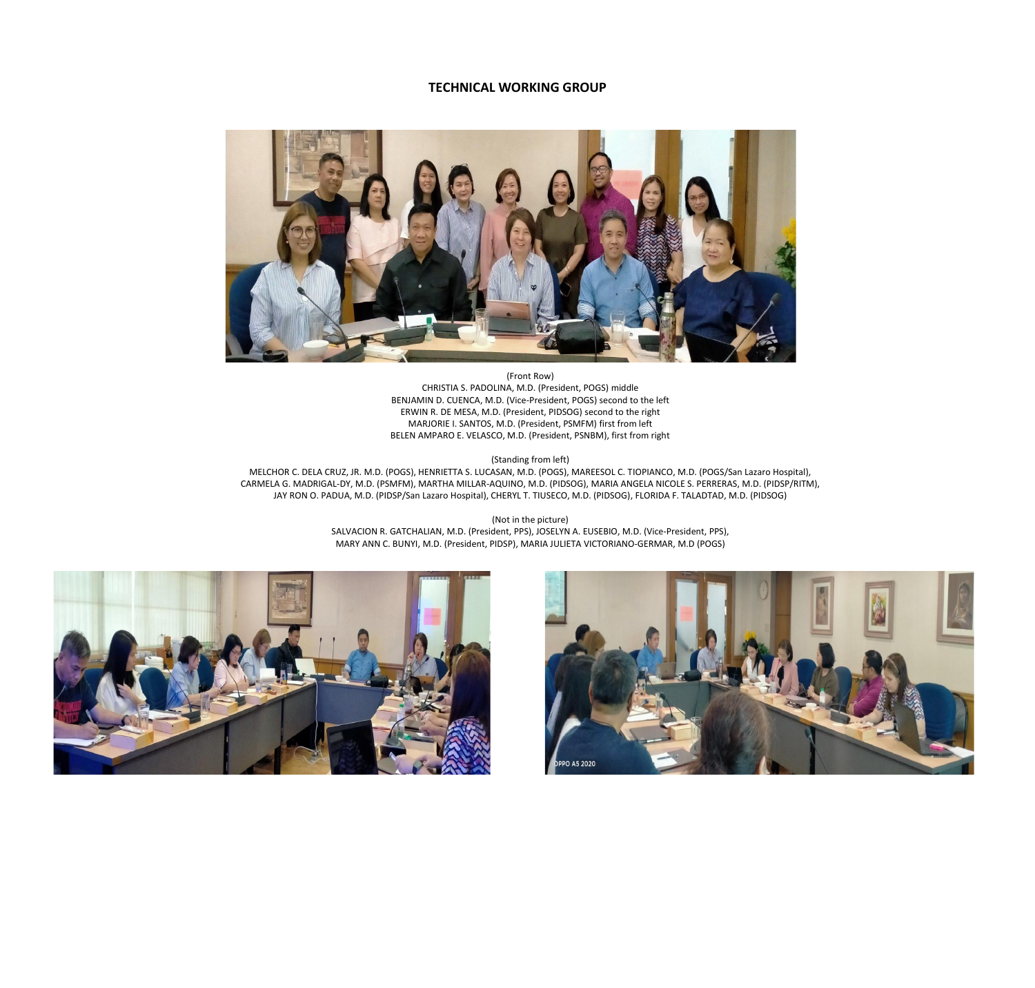## TECHNICAL WORKING GROUP

(Front Row)
CHRISTIA S. PADOLINA, M.D. (President, POGS) middle
BENJAMIN D. CUENCA, M.D. (Vice-President, POGS) second to the left
ERWIN R. DE MESA, M.D. (President, PIDSOG) second to the right
MARJORIE I. SANTOS, M.D. (President, PSMFM) first from left
BELEN AMPARO E. VELASCO, M.D. (President, PSNBM), first from right

(Standing from left)
MELCHOR C. DELA CRUZ, JR. M.D. (POGS), HENRIETTA S. LUCASAN, M.D. (POGS), MAREESOL C. TIOPIANCO, M.D. (POGS/San Lazaro Hospital), CARMELA G. MADRIGAL-DY, M.D. (PSMFM), MARTHA MILLAR-AQUINO, M.D. (PIDSOG), MARIA ANGELA NICOLE S. PERRERAS, M.D. (PIDSP/RITM), JAY RON O. PADUA, M.D. (PIDSP/San Lazaro Hospital), CHERYL T. TIUSECO, M.D. (PIDSOG), FLORIDA F. TALADTAD, M.D. (PIDSOG)

(Not in the picture)
SALVACION R. GATCHALIAN, M.D. (President, PPS), JOSELYN A. EUSEBIO, M.D. (Vice-President, PPS), MARY ANN C. BUNYI, M.D. (President, PIDSP), MARIA JULIETA VICTORIANO-GERMAR, M.D (POGS)